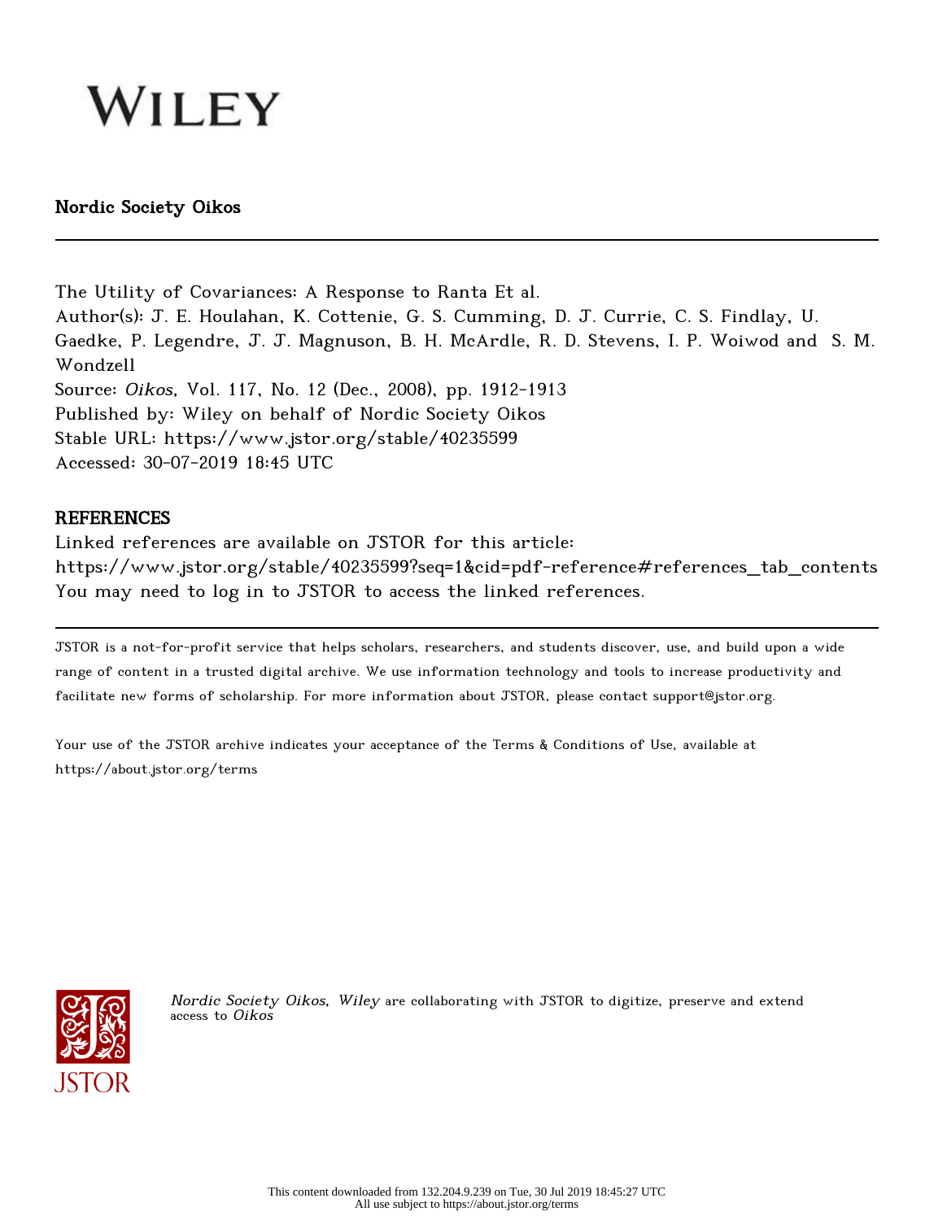WILEY

Nordic Society Oikos

---

The Utility of Covariances: A Response to Ranta Et al.
Author(s): J. E. Houlahan, K. Cottenie, G. S. Cumming, D. J. Currie, C. S. Findlay, U. Gaedke, P. Legendre, J. J. Magnuson, B. H. McArdle, R. D. Stevens, I. P. Woiwod and S. M. Wondzell
Source: *Oikos*, Vol. 117, No. 12 (Dec., 2008), pp. 1912-1913
Published by: Wiley on behalf of Nordic Society Oikos
Stable URL: https://www.jstor.org/stable/40235599
Accessed: 30-07-2019 18:45 UTC

## REFERENCES

Linked references are available on JSTOR for this article:
https://www.jstor.org/stable/40235599?seq=1&cid=pdf-reference#references_tab_contents
You may need to log in to JSTOR to access the linked references.

---

JSTOR is a not-for-profit service that helps scholars, researchers, and students discover, use, and build upon a wide range of content in a trusted digital archive. We use information technology and tools to increase productivity and facilitate new forms of scholarship. For more information about JSTOR, please contact support@jstor.org.

Your use of the JSTOR archive indicates your acceptance of the Terms & Conditions of Use, available at https://about.jstor.org/terms

*Nordic Society Oikos, Wiley* are collaborating with JSTOR to digitize, preserve and extend access to *Oikos*

This content downloaded from 132.204.9.239 on Tue, 30 Jul 2019 18:45:27 UTC
All use subject to https://about.jstor.org/terms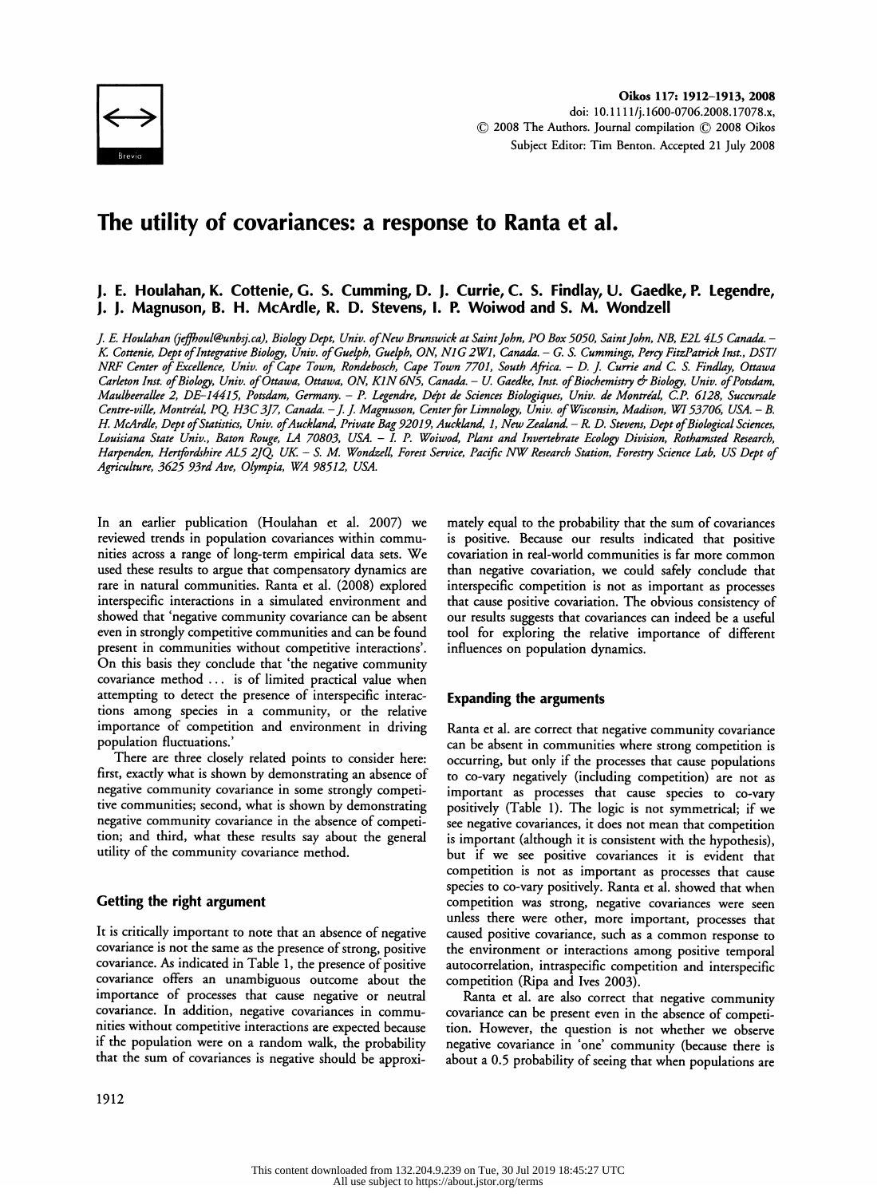# The utility of covariances: a response to Ranta et al.

**J. E. Houlahan, K. Cottenie, G. S. Cumming, D. J. Currie, C. S. Findlay, U. Gaedke, P. Legendre, J. J. Magnuson, B. H. McArdle, R. D. Stevens, I. P. Woiwod and S. M. Wondzell**

*J. E. Houlahan (jeffhoul@unbsj.ca), Biology Dept, Univ. of New Brunswick at Saint John, PO Box 5050, Saint John, NB, E2L 4L5 Canada. – K. Cottenie, Dept of Integrative Biology, Univ. of Guelph, Guelph, ON, N1G 2W1, Canada. – G. S. Cummings, Percy FitzPatrick Inst., DST/NRF Center of Excellence, Univ. of Cape Town, Rondebosch, Cape Town 7701, South Africa. – D. J. Currie and C. S. Findlay, Ottawa Carleton Inst. of Biology, Univ. of Ottawa, Ottawa, ON, K1N 6N5, Canada. – U. Gaedke, Inst. of Biochemistry & Biology, Univ. of Potsdam, Maulbeerallee 2, DE-14415, Potsdam, Germany. – P. Legendre, Dépt de Sciences Biologiques, Univ. de Montréal, C.P. 6128, Succursale Centre-ville, Montréal, PQ, H3C 3J7, Canada. – J. J. Magnusson, Center for Limnology, Univ. of Wisconsin, Madison, WI 53706, USA. – B. H. McArdle, Dept of Statistics, Univ. of Auckland, Private Bag 92019, Auckland, 1, New Zealand. – R. D. Stevens, Dept of Biological Sciences, Louisiana State Univ., Baton Rouge, LA 70803, USA. – I. P. Woiwod, Plant and Invertebrate Ecology Division, Rothamsted Research, Harpenden, Hertfordshire AL5 2JQ, UK. – S. M. Wondzell, Forest Service, Pacific NW Research Station, Forestry Science Lab, US Dept of Agriculture, 3625 93rd Ave, Olympia, WA 98512, USA.*

In an earlier publication (Houlahan et al. 2007) we reviewed trends in population covariances within communities across a range of long-term empirical data sets. We used these results to argue that compensatory dynamics are rare in natural communities. Ranta et al. (2008) explored interspecific interactions in a simulated environment and showed that 'negative community covariance can be absent even in strongly competitive communities and can be found present in communities without competitive interactions'. On this basis they conclude that 'the negative community covariance method ... is of limited practical value when attempting to detect the presence of interspecific interactions among species in a community, or the relative importance of competition and environment in driving population fluctuations.'

There are three closely related points to consider here: first, exactly what is shown by demonstrating an absence of negative community covariance in some strongly competitive communities; second, what is shown by demonstrating negative community covariance in the absence of competition; and third, what these results say about the general utility of the community covariance method.

## Getting the right argument

It is critically important to note that an absence of negative covariance is not the same as the presence of strong, positive covariance. As indicated in Table 1, the presence of positive covariance offers an unambiguous outcome about the importance of processes that cause negative or neutral covariance. In addition, negative covariances in communities without competitive interactions are expected because if the population were on a random walk, the probability that the sum of covariances is negative should be approximately equal to the probability that the sum of covariances is positive. Because our results indicated that positive covariation in real-world communities is far more common than negative covariation, we could safely conclude that interspecific competition is not as important as processes that cause positive covariation. The obvious consistency of our results suggests that covariances can indeed be a useful tool for exploring the relative importance of different influences on population dynamics.

## Expanding the arguments

Ranta et al. are correct that negative community covariance can be absent in communities where strong competition is occurring, but only if the processes that cause populations to co-vary negatively (including competition) are not as important as processes that cause species to co-vary positively (Table 1). The logic is not symmetrical; if we see negative covariances, it does not mean that competition is important (although it is consistent with the hypothesis), but if we see positive covariances it is evident that competition is not as important as processes that cause species to co-vary positively. Ranta et al. showed that when competition was strong, negative covariances were seen unless there were other, more important, processes that caused positive covariance, such as a common response to the environment or interactions among positive temporal autocorrelation, intraspecific competition and interspecific competition (Ripa and Ives 2003).

Ranta et al. are also correct that negative community covariance can be present even in the absence of competition. However, the question is not whether we observe negative covariance in 'one' community (because there is about a 0.5 probability of seeing that when populations are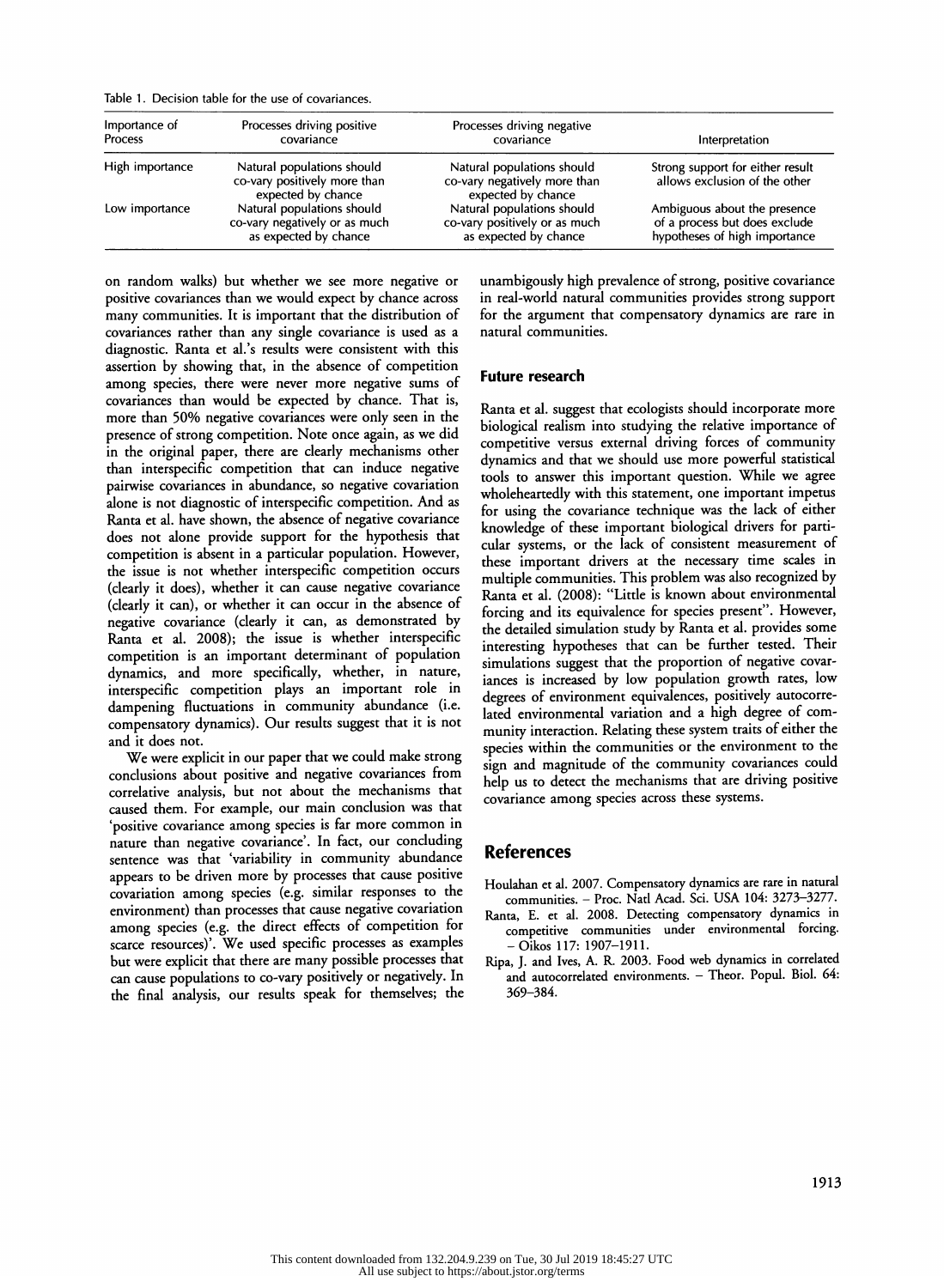Table 1. Decision table for the use of covariances.

| Importance of Process | Processes driving positive covariance | Processes driving negative covariance | Interpretation |
|---|---|---|---|
| High importance | Natural populations should co-vary positively more than expected by chance | Natural populations should co-vary negatively more than expected by chance | Strong support for either result allows exclusion of the other |
| Low importance | Natural populations should co-vary negatively or as much as expected by chance | Natural populations should co-vary positively or as much as expected by chance | Ambiguous about the presence of a process but does exclude hypotheses of high importance |

on random walks) but whether we see more negative or positive covariances than we would expect by chance across many communities. It is important that the distribution of covariances rather than any single covariance is used as a diagnostic. Ranta et al.'s results were consistent with this assertion by showing that, in the absence of competition among species, there were never more negative sums of covariances than would be expected by chance. That is, more than 50% negative covariances were only seen in the presence of strong competition. Note once again, as we did in the original paper, there are clearly mechanisms other than interspecific competition that can induce negative pairwise covariances in abundance, so negative covariation alone is not diagnostic of interspecific competition. And as Ranta et al. have shown, the absence of negative covariance does not alone provide support for the hypothesis that competition is absent in a particular population. However, the issue is not whether interspecific competition occurs (clearly it does), whether it can cause negative covariance (clearly it can), or whether it can occur in the absence of negative covariance (clearly it can, as demonstrated by Ranta et al. 2008); the issue is whether interspecific competition is an important determinant of population dynamics, and more specifically, whether, in nature, interspecific competition plays an important role in dampening fluctuations in community abundance (i.e. compensatory dynamics). Our results suggest that it is not and it does not.

We were explicit in our paper that we could make strong conclusions about positive and negative covariances from correlative analysis, but not about the mechanisms that caused them. For example, our main conclusion was that 'positive covariance among species is far more common in nature than negative covariance'. In fact, our concluding sentence was that 'variability in community abundance appears to be driven more by processes that cause positive covariation among species (e.g. similar responses to the environment) than processes that cause negative covariation among species (e.g. the direct effects of competition for scarce resources)'. We used specific processes as examples but were explicit that there are many possible processes that can cause populations to co-vary positively or negatively. In the final analysis, our results speak for themselves; the unambigously high prevalence of strong, positive covariance in real-world natural communities provides strong support for the argument that compensatory dynamics are rare in natural communities.

## Future research

Ranta et al. suggest that ecologists should incorporate more biological realism into studying the relative importance of competitive versus external driving forces of community dynamics and that we should use more powerful statistical tools to answer this important question. While we agree wholeheartedly with this statement, one important impetus for using the covariance technique was the lack of either knowledge of these important biological drivers for particular systems, or the lack of consistent measurement of these important drivers at the necessary time scales in multiple communities. This problem was also recognized by Ranta et al. (2008): "Little is known about environmental forcing and its equivalence for species present". However, the detailed simulation study by Ranta et al. provides some interesting hypotheses that can be further tested. Their simulations suggest that the proportion of negative covariances is increased by low population growth rates, low degrees of environment equivalences, positively autocorrelated environmental variation and a high degree of community interaction. Relating these system traits of either the species within the communities or the environment to the sign and magnitude of the community covariances could help us to detect the mechanisms that are driving positive covariance among species across these systems.

## References

Houlahan et al. 2007. Compensatory dynamics are rare in natural communities. – Proc. Natl Acad. Sci. USA 104: 3273–3277.

Ranta, E. et al. 2008. Detecting compensatory dynamics in competitive communities under environmental forcing. – Oikos 117: 1907–1911.

Ripa, J. and Ives, A. R. 2003. Food web dynamics in correlated and autocorrelated environments. – Theor. Popul. Biol. 64: 369–384.